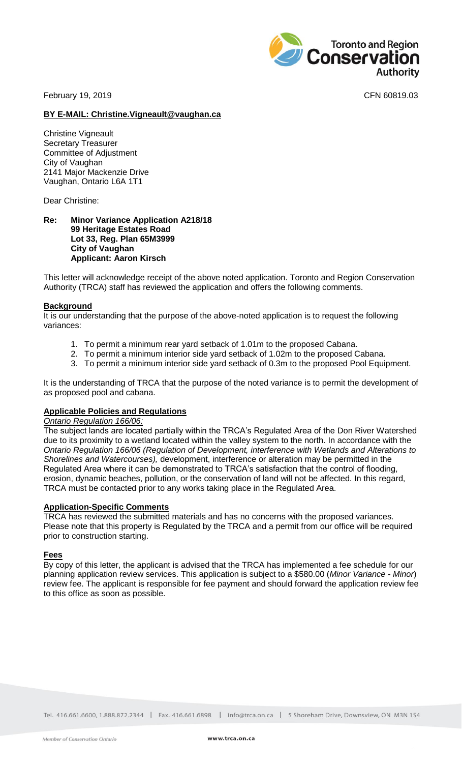Toronto and Region Conservation Authority

February 19, 2019 CFN 60819.03

**BY E-MAIL: Christine.Vigneault@vaughan.ca**

Christine Vigneault
Secretary Treasurer
Committee of Adjustment
City of Vaughan
2141 Major Mackenzie Drive
Vaughan, Ontario L6A 1T1

Dear Christine:

**Re: Minor Variance Application A218/18**
**99 Heritage Estates Road**
**Lot 33, Reg. Plan 65M3999**
**City of Vaughan**
**Applicant: Aaron Kirsch**

This letter will acknowledge receipt of the above noted application. Toronto and Region Conservation Authority (TRCA) staff has reviewed the application and offers the following comments.

**Background**

It is our understanding that the purpose of the above-noted application is to request the following variances:

1. To permit a minimum rear yard setback of 1.01m to the proposed Cabana.
2. To permit a minimum interior side yard setback of 1.02m to the proposed Cabana.
3. To permit a minimum interior side yard setback of 0.3m to the proposed Pool Equipment.

It is the understanding of TRCA that the purpose of the noted variance is to permit the development of as proposed pool and cabana.

**Applicable Policies and Regulations**

*Ontario Regulation 166/06:*

The subject lands are located partially within the TRCA's Regulated Area of the Don River Watershed due to its proximity to a wetland located within the valley system to the north. In accordance with the *Ontario Regulation 166/06 (Regulation of Development, interference with Wetlands and Alterations to Shorelines and Watercourses),* development, interference or alteration may be permitted in the Regulated Area where it can be demonstrated to TRCA's satisfaction that the control of flooding, erosion, dynamic beaches, pollution, or the conservation of land will not be affected. In this regard, TRCA must be contacted prior to any works taking place in the Regulated Area.

**Application-Specific Comments**

TRCA has reviewed the submitted materials and has no concerns with the proposed variances. Please note that this property is Regulated by the TRCA and a permit from our office will be required prior to construction starting.

**Fees**

By copy of this letter, the applicant is advised that the TRCA has implemented a fee schedule for our planning application review services. This application is subject to a $580.00 (*Minor Variance - Minor*) review fee. The applicant is responsible for fee payment and should forward the application review fee to this office as soon as possible.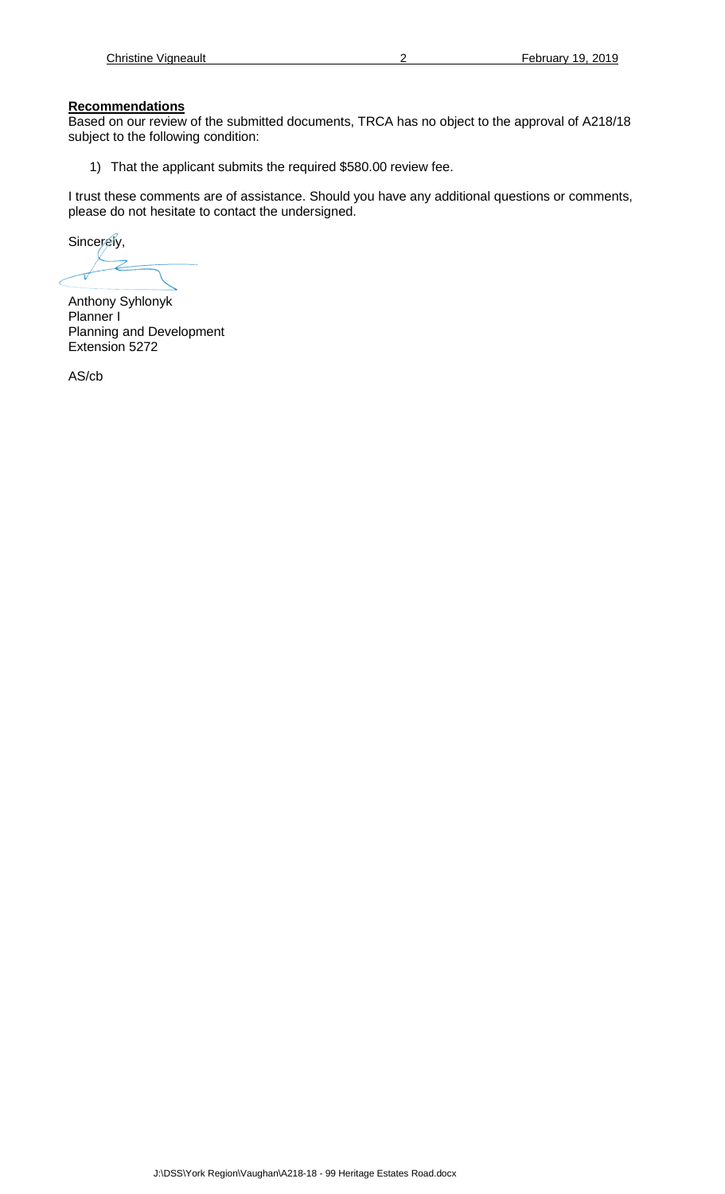**Recommendations**

Based on our review of the submitted documents, TRCA has no object to the approval of A218/18 subject to the following condition:

1) That the applicant submits the required $580.00 review fee.

I trust these comments are of assistance. Should you have any additional questions or comments, please do not hesitate to contact the undersigned.

Sincerely,

Anthony Syhlonyk
Planner I
Planning and Development
Extension 5272

AS/cb

J:\DSS\York Region\Vaughan\A218-18 - 99 Heritage Estates Road.docx